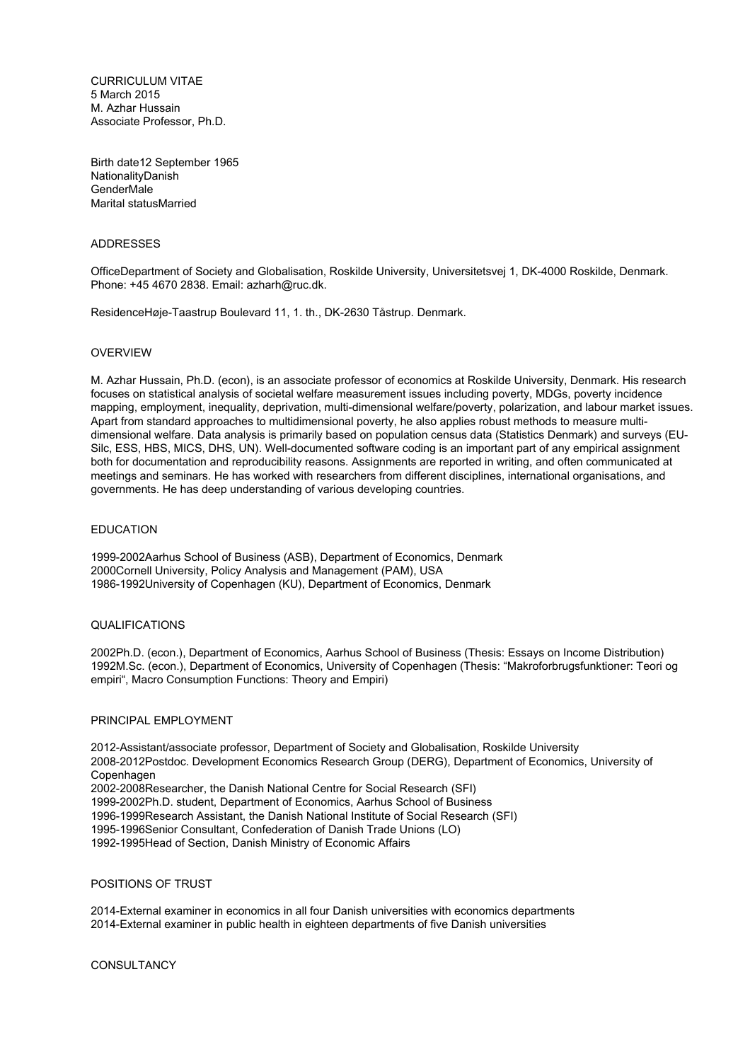CURRICULUM VITAE
5 March 2015
M. Azhar Hussain
Associate Professor, Ph.D.

Birth date12 September 1965
NationalityDanish
GenderMale
Marital statusMarried

## ADDRESSES

OfficeDepartment of Society and Globalisation, Roskilde University, Universitetsvej 1, DK-4000 Roskilde, Denmark. Phone: +45 4670 2838. Email: azharh@ruc.dk.

ResidenceHøje-Taastrup Boulevard 11, 1. th., DK-2630 Tåstrup. Denmark.

## OVERVIEW

M. Azhar Hussain, Ph.D. (econ), is an associate professor of economics at Roskilde University, Denmark. His research focuses on statistical analysis of societal welfare measurement issues including poverty, MDGs, poverty incidence mapping, employment, inequality, deprivation, multi-dimensional welfare/poverty, polarization, and labour market issues. Apart from standard approaches to multidimensional poverty, he also applies robust methods to measure multi-dimensional welfare. Data analysis is primarily based on population census data (Statistics Denmark) and surveys (EU-Silc, ESS, HBS, MICS, DHS, UN). Well-documented software coding is an important part of any empirical assignment both for documentation and reproducibility reasons. Assignments are reported in writing, and often communicated at meetings and seminars. He has worked with researchers from different disciplines, international organisations, and governments. He has deep understanding of various developing countries.

## EDUCATION

1999-2002Aarhus School of Business (ASB), Department of Economics, Denmark
2000Cornell University, Policy Analysis and Management (PAM), USA
1986-1992University of Copenhagen (KU), Department of Economics, Denmark

## QUALIFICATIONS

2002Ph.D. (econ.), Department of Economics, Aarhus School of Business (Thesis: Essays on Income Distribution)
1992M.Sc. (econ.), Department of Economics, University of Copenhagen (Thesis: "Makroforbrugsfunktioner: Teori og empiri", Macro Consumption Functions: Theory and Empiri)

## PRINCIPAL EMPLOYMENT

2012-Assistant/associate professor, Department of Society and Globalisation, Roskilde University
2008-2012Postdoc. Development Economics Research Group (DERG), Department of Economics, University of Copenhagen
2002-2008Researcher, the Danish National Centre for Social Research (SFI)
1999-2002Ph.D. student, Department of Economics, Aarhus School of Business
1996-1999Research Assistant, the Danish National Institute of Social Research (SFI)
1995-1996Senior Consultant, Confederation of Danish Trade Unions (LO)
1992-1995Head of Section, Danish Ministry of Economic Affairs

## POSITIONS OF TRUST

2014-External examiner in economics in all four Danish universities with economics departments
2014-External examiner in public health in eighteen departments of five Danish universities

## CONSULTANCY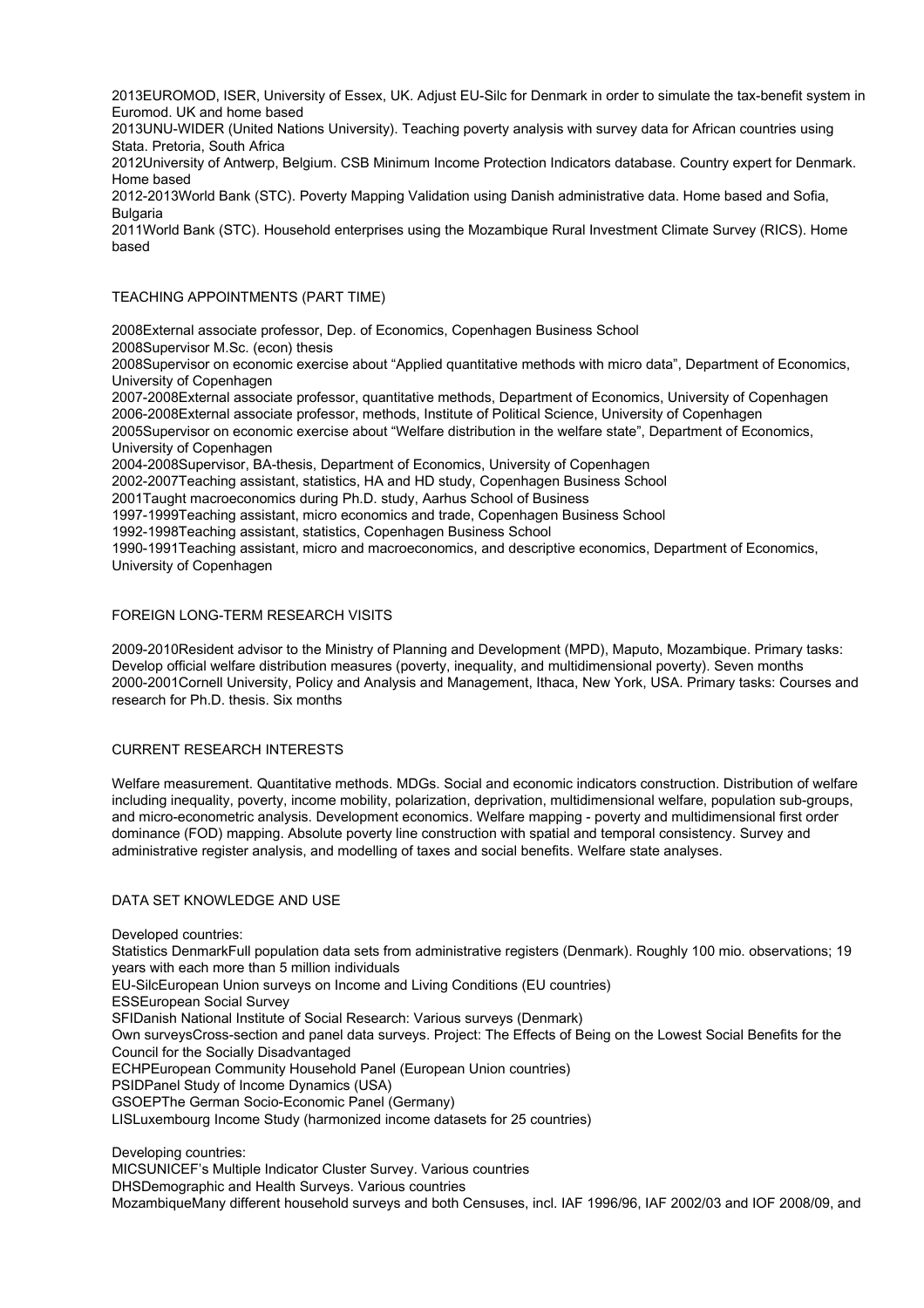2013EUROMOD, ISER, University of Essex, UK. Adjust EU-Silc for Denmark in order to simulate the tax-benefit system in Euromod. UK and home based

2013UNU-WIDER (United Nations University). Teaching poverty analysis with survey data for African countries using Stata. Pretoria, South Africa

2012University of Antwerp, Belgium. CSB Minimum Income Protection Indicators database. Country expert for Denmark. Home based

2012-2013World Bank (STC). Poverty Mapping Validation using Danish administrative data. Home based and Sofia, Bulgaria

2011World Bank (STC). Household enterprises using the Mozambique Rural Investment Climate Survey (RICS). Home based

## TEACHING APPOINTMENTS (PART TIME)

2008External associate professor, Dep. of Economics, Copenhagen Business School

2008Supervisor M.Sc. (econ) thesis

2008Supervisor on economic exercise about “Applied quantitative methods with micro data”, Department of Economics, University of Copenhagen

2007-2008External associate professor, quantitative methods, Department of Economics, University of Copenhagen

2006-2008External associate professor, methods, Institute of Political Science, University of Copenhagen

2005Supervisor on economic exercise about “Welfare distribution in the welfare state”, Department of Economics, University of Copenhagen

2004-2008Supervisor, BA-thesis, Department of Economics, University of Copenhagen

2002-2007Teaching assistant, statistics, HA and HD study, Copenhagen Business School

2001Taught macroeconomics during Ph.D. study, Aarhus School of Business

1997-1999Teaching assistant, micro economics and trade, Copenhagen Business School

1992-1998Teaching assistant, statistics, Copenhagen Business School

1990-1991Teaching assistant, micro and macroeconomics, and descriptive economics, Department of Economics, University of Copenhagen

## FOREIGN LONG-TERM RESEARCH VISITS

2009-2010Resident advisor to the Ministry of Planning and Development (MPD), Maputo, Mozambique. Primary tasks: Develop official welfare distribution measures (poverty, inequality, and multidimensional poverty). Seven months

2000-2001Cornell University, Policy and Analysis and Management, Ithaca, New York, USA. Primary tasks: Courses and research for Ph.D. thesis. Six months

## CURRENT RESEARCH INTERESTS

Welfare measurement. Quantitative methods. MDGs. Social and economic indicators construction. Distribution of welfare including inequality, poverty, income mobility, polarization, deprivation, multidimensional welfare, population sub-groups, and micro-econometric analysis. Development economics. Welfare mapping - poverty and multidimensional first order dominance (FOD) mapping. Absolute poverty line construction with spatial and temporal consistency. Survey and administrative register analysis, and modelling of taxes and social benefits. Welfare state analyses.

## DATA SET KNOWLEDGE AND USE

Developed countries:

Statistics DenmarkFull population data sets from administrative registers (Denmark). Roughly 100 mio. observations; 19 years with each more than 5 million individuals

EU-SilcEuropean Union surveys on Income and Living Conditions (EU countries)

ESSEuropean Social Survey

SFIDanish National Institute of Social Research: Various surveys (Denmark)

Own surveysCross-section and panel data surveys. Project: The Effects of Being on the Lowest Social Benefits for the Council for the Socially Disadvantaged

ECHPEuropean Community Household Panel (European Union countries)

PSIDPanel Study of Income Dynamics (USA)

GSOEPThe German Socio-Economic Panel (Germany)

LISLuxembourg Income Study (harmonized income datasets for 25 countries)

Developing countries:

MICSUNICEF’s Multiple Indicator Cluster Survey. Various countries

DHSDemographic and Health Surveys. Various countries

MozambiqueMany different household surveys and both Censuses, incl. IAF 1996/96, IAF 2002/03 and IOF 2008/09, and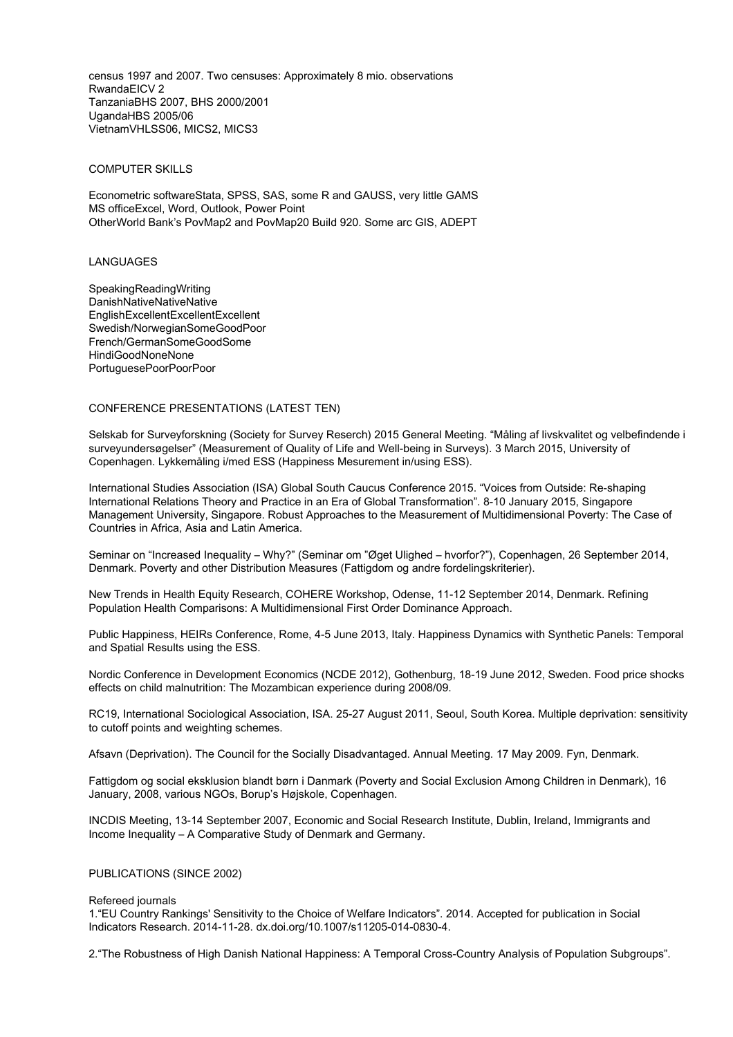census 1997 and 2007. Two censuses: Approximately 8 mio. observations

| | |
|---|---|
| Rwanda | EICV 2 |
| Tanzania | BHS 2007, BHS 2000/2001 |
| Uganda | HBS 2005/06 |
| Vietnam | VHLSS06, MICS2, MICS3 |

## COMPUTER SKILLS

| | |
|---|---|
| Econometric software | Stata, SPSS, SAS, some R and GAUSS, very little GAMS |
| MS office | Excel, Word, Outlook, Power Point |
| Other | World Bank's PovMap2 and PovMap20 Build 920. Some arc GIS, ADEPT |

## LANGUAGES

| | Speaking | Reading | Writing |
|---|---|---|---|
| Danish | Native | Native | Native |
| English | Excellent | Excellent | Excellent |
| Swedish/Norwegian | Some | Good | Poor |
| French/German | Some | Good | Some |
| Hindi | Good | None | None |
| Portuguese | Poor | Poor | Poor |

## CONFERENCE PRESENTATIONS (LATEST TEN)

Selskab for Surveyforskning (Society for Survey Reserch) 2015 General Meeting. "Måling af livskvalitet og velbefindende i surveyundersøgelser" (Measurement of Quality of Life and Well-being in Surveys). 3 March 2015, University of Copenhagen. Lykkemåling i/med ESS (Happiness Mesurement in/using ESS).

International Studies Association (ISA) Global South Caucus Conference 2015. "Voices from Outside: Re-shaping International Relations Theory and Practice in an Era of Global Transformation". 8-10 January 2015, Singapore Management University, Singapore. Robust Approaches to the Measurement of Multidimensional Poverty: The Case of Countries in Africa, Asia and Latin America.

Seminar on "Increased Inequality – Why?" (Seminar om "Øget Ulighed – hvorfor?"), Copenhagen, 26 September 2014, Denmark. Poverty and other Distribution Measures (Fattigdom og andre fordelingskriterier).

New Trends in Health Equity Research, COHERE Workshop, Odense, 11-12 September 2014, Denmark. Refining Population Health Comparisons: A Multidimensional First Order Dominance Approach.

Public Happiness, HEIRs Conference, Rome, 4-5 June 2013, Italy. Happiness Dynamics with Synthetic Panels: Temporal and Spatial Results using the ESS.

Nordic Conference in Development Economics (NCDE 2012), Gothenburg, 18-19 June 2012, Sweden. Food price shocks effects on child malnutrition: The Mozambican experience during 2008/09.

RC19, International Sociological Association, ISA. 25-27 August 2011, Seoul, South Korea. Multiple deprivation: sensitivity to cutoff points and weighting schemes.

Afsavn (Deprivation). The Council for the Socially Disadvantaged. Annual Meeting. 17 May 2009. Fyn, Denmark.

Fattigdom og social eksklusion blandt børn i Danmark (Poverty and Social Exclusion Among Children in Denmark), 16 January, 2008, various NGOs, Borup's Højskole, Copenhagen.

INCDIS Meeting, 13-14 September 2007, Economic and Social Research Institute, Dublin, Ireland, Immigrants and Income Inequality – A Comparative Study of Denmark and Germany.

## PUBLICATIONS (SINCE 2002)

Refereed journals

1. "EU Country Rankings' Sensitivity to the Choice of Welfare Indicators". 2014. Accepted for publication in Social Indicators Research. 2014-11-28. dx.doi.org/10.1007/s11205-014-0830-4.

2. "The Robustness of High Danish National Happiness: A Temporal Cross-Country Analysis of Population Subgroups".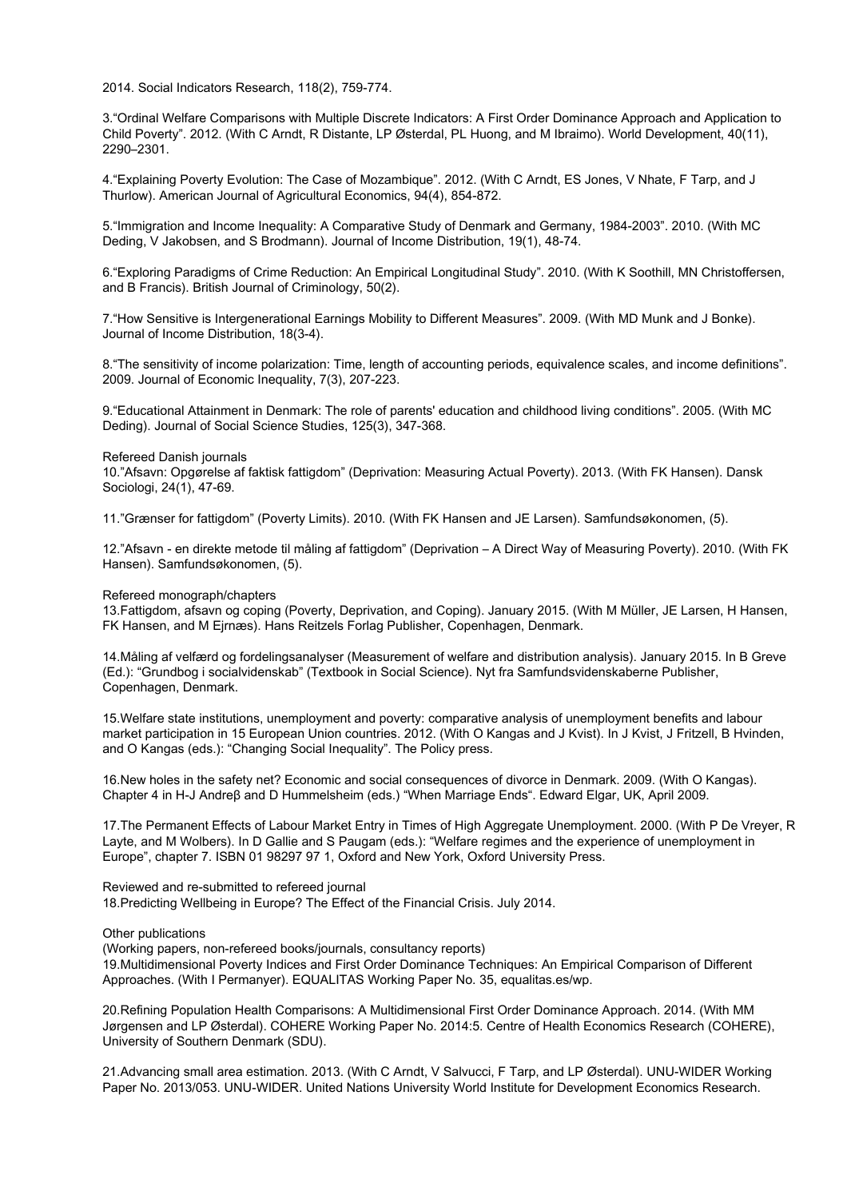2014. Social Indicators Research, 118(2), 759-774.

3.“Ordinal Welfare Comparisons with Multiple Discrete Indicators: A First Order Dominance Approach and Application to Child Poverty”. 2012. (With C Arndt, R Distante, LP Østerdal, PL Huong, and M Ibraimo). World Development, 40(11), 2290–2301.

4.“Explaining Poverty Evolution: The Case of Mozambique”. 2012. (With C Arndt, ES Jones, V Nhate, F Tarp, and J Thurlow). American Journal of Agricultural Economics, 94(4), 854-872.

5.“Immigration and Income Inequality: A Comparative Study of Denmark and Germany, 1984-2003”. 2010. (With MC Deding, V Jakobsen, and S Brodmann). Journal of Income Distribution, 19(1), 48-74.

6.“Exploring Paradigms of Crime Reduction: An Empirical Longitudinal Study”. 2010. (With K Soothill, MN Christoffersen, and B Francis). British Journal of Criminology, 50(2).

7.“How Sensitive is Intergenerational Earnings Mobility to Different Measures”. 2009. (With MD Munk and J Bonke). Journal of Income Distribution, 18(3-4).

8.“The sensitivity of income polarization: Time, length of accounting periods, equivalence scales, and income definitions”. 2009. Journal of Economic Inequality, 7(3), 207-223.

9.“Educational Attainment in Denmark: The role of parents' education and childhood living conditions”. 2005. (With MC Deding). Journal of Social Science Studies, 125(3), 347-368.

Refereed Danish journals

10.”Afsavn: Opgørelse af faktisk fattigdom” (Deprivation: Measuring Actual Poverty). 2013. (With FK Hansen). Dansk Sociologi, 24(1), 47-69.

11.”Grænser for fattigdom” (Poverty Limits). 2010. (With FK Hansen and JE Larsen). Samfundsøkonomen, (5).

12.”Afsavn - en direkte metode til måling af fattigdom” (Deprivation – A Direct Way of Measuring Poverty). 2010. (With FK Hansen). Samfundsøkonomen, (5).

Refereed monograph/chapters

13.Fattigdom, afsavn og coping (Poverty, Deprivation, and Coping). January 2015. (With M Müller, JE Larsen, H Hansen, FK Hansen, and M Ejrnæs). Hans Reitzels Forlag Publisher, Copenhagen, Denmark.

14.Måling af velfærd og fordelingsanalyser (Measurement of welfare and distribution analysis). January 2015. In B Greve (Ed.): “Grundbog i socialvidenskab” (Textbook in Social Science). Nyt fra Samfundsvidenskaberne Publisher, Copenhagen, Denmark.

15.Welfare state institutions, unemployment and poverty: comparative analysis of unemployment benefits and labour market participation in 15 European Union countries. 2012. (With O Kangas and J Kvist). In J Kvist, J Fritzell, B Hvinden, and O Kangas (eds.): “Changing Social Inequality”. The Policy press.

16.New holes in the safety net? Economic and social consequences of divorce in Denmark. 2009. (With O Kangas). Chapter 4 in H-J Andreβ and D Hummelsheim (eds.) “When Marriage Ends“. Edward Elgar, UK, April 2009.

17.The Permanent Effects of Labour Market Entry in Times of High Aggregate Unemployment. 2000. (With P De Vreyer, R Layte, and M Wolbers). In D Gallie and S Paugam (eds.): “Welfare regimes and the experience of unemployment in Europe”, chapter 7. ISBN 01 98297 97 1, Oxford and New York, Oxford University Press.

Reviewed and re-submitted to refereed journal

18.Predicting Wellbeing in Europe? The Effect of the Financial Crisis. July 2014.

Other publications

(Working papers, non-refereed books/journals, consultancy reports)

19.Multidimensional Poverty Indices and First Order Dominance Techniques: An Empirical Comparison of Different Approaches. (With I Permanyer). EQUALITAS Working Paper No. 35, equalitas.es/wp.

20.Refining Population Health Comparisons: A Multidimensional First Order Dominance Approach. 2014. (With MM Jørgensen and LP Østerdal). COHERE Working Paper No. 2014:5. Centre of Health Economics Research (COHERE), University of Southern Denmark (SDU).

21.Advancing small area estimation. 2013. (With C Arndt, V Salvucci, F Tarp, and LP Østerdal). UNU-WIDER Working Paper No. 2013/053. UNU-WIDER. United Nations University World Institute for Development Economics Research.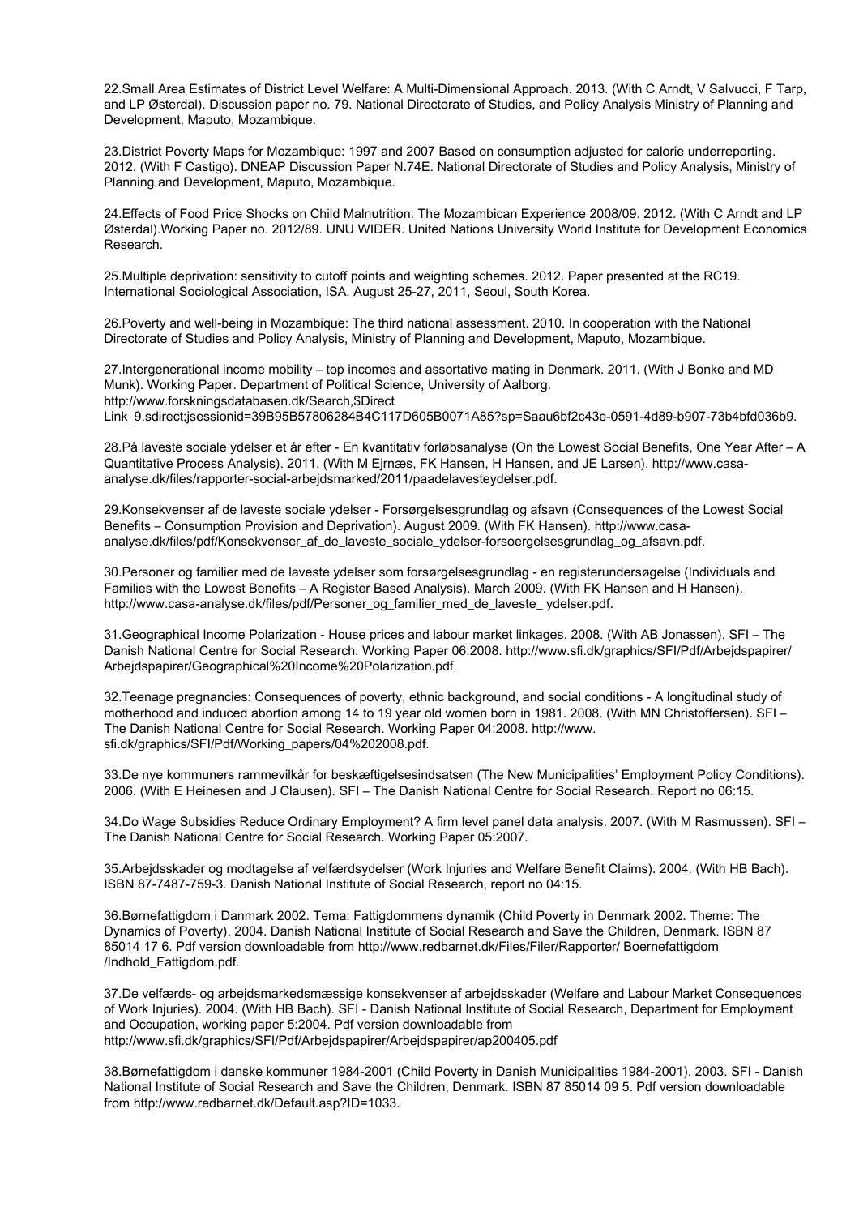22.Small Area Estimates of District Level Welfare: A Multi-Dimensional Approach. 2013. (With C Arndt, V Salvucci, F Tarp, and LP Østerdal). Discussion paper no. 79. National Directorate of Studies, and Policy Analysis Ministry of Planning and Development, Maputo, Mozambique.

23.District Poverty Maps for Mozambique: 1997 and 2007 Based on consumption adjusted for calorie underreporting. 2012. (With F Castigo). DNEAP Discussion Paper N.74E. National Directorate of Studies and Policy Analysis, Ministry of Planning and Development, Maputo, Mozambique.

24.Effects of Food Price Shocks on Child Malnutrition: The Mozambican Experience 2008/09. 2012. (With C Arndt and LP Østerdal).Working Paper no. 2012/89. UNU WIDER. United Nations University World Institute for Development Economics Research.

25.Multiple deprivation: sensitivity to cutoff points and weighting schemes. 2012. Paper presented at the RC19. International Sociological Association, ISA. August 25-27, 2011, Seoul, South Korea.

26.Poverty and well-being in Mozambique: The third national assessment. 2010. In cooperation with the National Directorate of Studies and Policy Analysis, Ministry of Planning and Development, Maputo, Mozambique.

27.Intergenerational income mobility – top incomes and assortative mating in Denmark. 2011. (With J Bonke and MD Munk). Working Paper. Department of Political Science, University of Aalborg. http://www.forskningsdatabasen.dk/Search,$Direct Link_9.sdirect;jsessionid=39B95B57806284B4C117D605B0071A85?sp=Saau6bf2c43e-0591-4d89-b907-73b4bfd036b9.

28.På laveste sociale ydelser et år efter - En kvantitativ forløbsanalyse (On the Lowest Social Benefits, One Year After – A Quantitative Process Analysis). 2011. (With M Ejrnæs, FK Hansen, H Hansen, and JE Larsen). http://www.casa-analyse.dk/files/rapporter-social-arbejdsmarked/2011/paadelavesteydelser.pdf.

29.Konsekvenser af de laveste sociale ydelser - Forsørgelsesgrundlag og afsavn (Consequences of the Lowest Social Benefits – Consumption Provision and Deprivation). August 2009. (With FK Hansen). http://www.casa-analyse.dk/files/pdf/Konsekvenser_af_de_laveste_sociale_ydelser-forsoergelsesgrundlag_og_afsavn.pdf.

30.Personer og familier med de laveste ydelser som forsørgelsesgrundlag - en registerundersøgelse (Individuals and Families with the Lowest Benefits – A Register Based Analysis). March 2009. (With FK Hansen and H Hansen). http://www.casa-analyse.dk/files/pdf/Personer_og_familier_med_de_laveste_ ydelser.pdf.

31.Geographical Income Polarization - House prices and labour market linkages. 2008. (With AB Jonassen). SFI – The Danish National Centre for Social Research. Working Paper 06:2008. http://www.sfi.dk/graphics/SFI/Pdf/Arbejdspapirer/Arbejdspapirer/Geographical%20Income%20Polarization.pdf.

32.Teenage pregnancies: Consequences of poverty, ethnic background, and social conditions - A longitudinal study of motherhood and induced abortion among 14 to 19 year old women born in 1981. 2008. (With MN Christoffersen). SFI – The Danish National Centre for Social Research. Working Paper 04:2008. http://www.sfi.dk/graphics/SFI/Pdf/Working_papers/04%202008.pdf.

33.De nye kommuners rammevilkår for beskæftigelsesindsatsen (The New Municipalities' Employment Policy Conditions). 2006. (With E Heinesen and J Clausen). SFI – The Danish National Centre for Social Research. Report no 06:15.

34.Do Wage Subsidies Reduce Ordinary Employment? A firm level panel data analysis. 2007. (With M Rasmussen). SFI – The Danish National Centre for Social Research. Working Paper 05:2007.

35.Arbejdsskader og modtagelse af velfærdsydelser (Work Injuries and Welfare Benefit Claims). 2004. (With HB Bach). ISBN 87-7487-759-3. Danish National Institute of Social Research, report no 04:15.

36.Børnefattigdom i Danmark 2002. Tema: Fattigdommens dynamik (Child Poverty in Denmark 2002. Theme: The Dynamics of Poverty). 2004. Danish National Institute of Social Research and Save the Children, Denmark. ISBN 87 85014 17 6. Pdf version downloadable from http://www.redbarnet.dk/Files/Filer/Rapporter/ Boernefattigdom /Indhold_Fattigdom.pdf.

37.De velfærds- og arbejdsmarkedsmæssige konsekvenser af arbejdsskader (Welfare and Labour Market Consequences of Work Injuries). 2004. (With HB Bach). SFI - Danish National Institute of Social Research, Department for Employment and Occupation, working paper 5:2004. Pdf version downloadable from http://www.sfi.dk/graphics/SFI/Pdf/Arbejdspapirer/Arbejdspapirer/ap200405.pdf

38.Børnefattigdom i danske kommuner 1984-2001 (Child Poverty in Danish Municipalities 1984-2001). 2003. SFI - Danish National Institute of Social Research and Save the Children, Denmark. ISBN 87 85014 09 5. Pdf version downloadable from http://www.redbarnet.dk/Default.asp?ID=1033.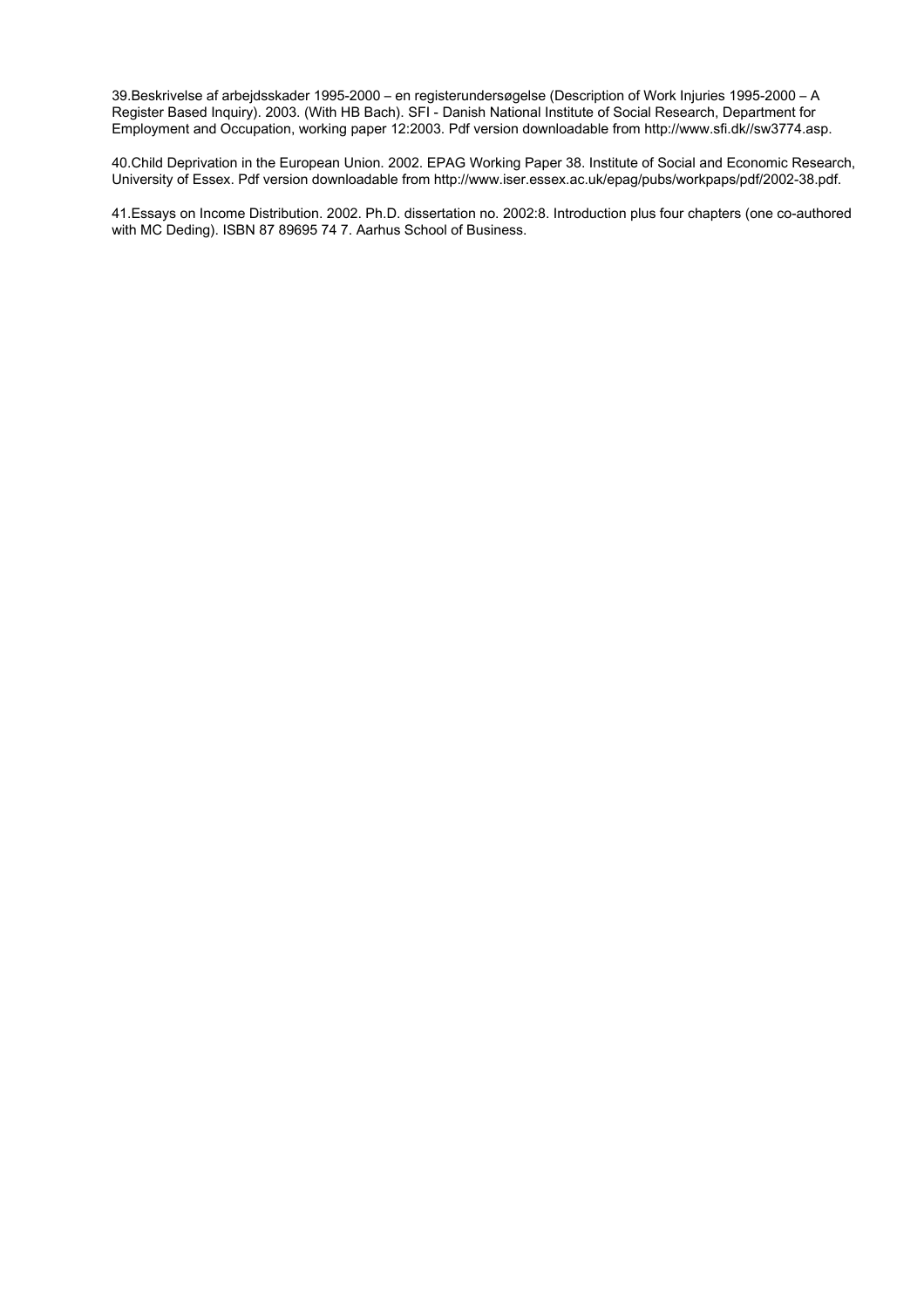39.Beskrivelse af arbejdsskader 1995-2000 – en registerundersøgelse (Description of Work Injuries 1995-2000 – A Register Based Inquiry). 2003. (With HB Bach). SFI - Danish National Institute of Social Research, Department for Employment and Occupation, working paper 12:2003. Pdf version downloadable from http://www.sfi.dk//sw3774.asp.

40.Child Deprivation in the European Union. 2002. EPAG Working Paper 38. Institute of Social and Economic Research, University of Essex. Pdf version downloadable from http://www.iser.essex.ac.uk/epag/pubs/workpaps/pdf/2002-38.pdf.

41.Essays on Income Distribution. 2002. Ph.D. dissertation no. 2002:8. Introduction plus four chapters (one co-authored with MC Deding). ISBN 87 89695 74 7. Aarhus School of Business.